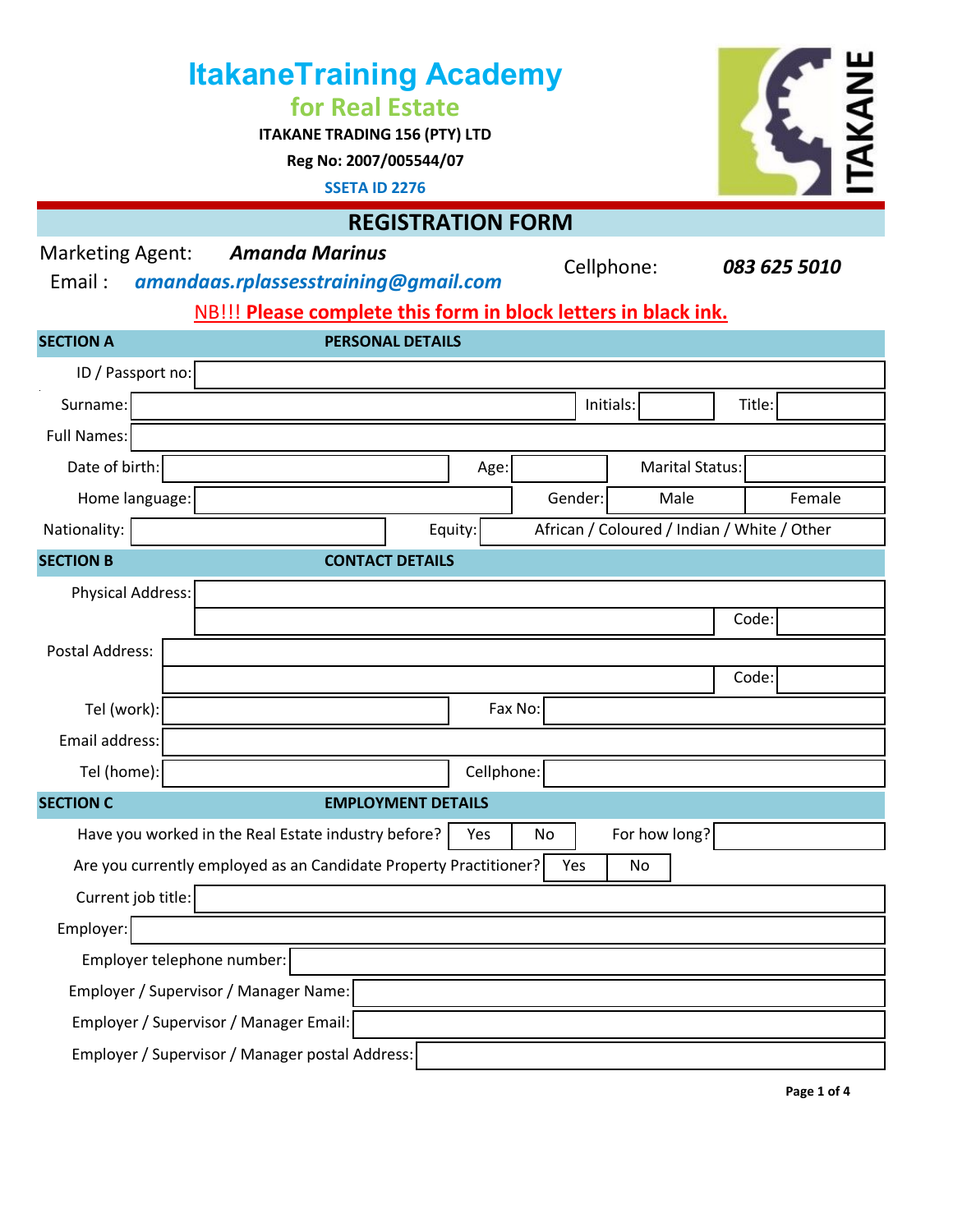# ItakaneTraining Academy

## for Real Estate

**ITAKANE TRADING 156 (PTY) LTD**

**Reg No: 2007/005544/07**

**SSETA ID 2276**

ITAKANE

## REGISTRATION FORM

Marketing Agent: ***Amanda Marinus***

Email : ***amandaas.rplassesstraining@gmail.com***

Cellphone: ***083 625 5010***

**NB!!! Please complete this form in block letters in black ink.**

| **SECTION A** | **PERSONAL DETAILS** | | | | |
|---|---|---|---|---|---|
| ID / Passport no: | | | | | |
| Surname: | | Initials: | | Title: | |
| Full Names: | | | | | |
| Date of birth: | | Age: | | Marital Status: | |
| Home language: | | Gender: | Male | Female | |
| Nationality: | | Equity: | African / Coloured / Indian / White / Other | | |

| **SECTION B** | **CONTACT DETAILS** | | |
|---|---|---|---|
| Physical Address: | | | |
| | | Code: | |
| Postal Address: | | | |
| | | Code: | |
| Tel (work): | | Fax No: | |
| Email address: | | | |
| Tel (home): | | Cellphone: | |

| **SECTION C** | **EMPLOYMENT DETAILS** | | | |
|---|---|---|---|---|
| Have you worked in the Real Estate industry before? | Yes | No | For how long? | |
| Are you currently employed as an Candidate Property Practitioner? | Yes | No | | |
| Current job title: | | | | |
| Employer: | | | | |
| Employer telephone number: | | | | |
| Employer / Supervisor / Manager Name: | | | | |
| Employer / Supervisor / Manager Email: | | | | |
| Employer / Supervisor / Manager postal Address: | | | | |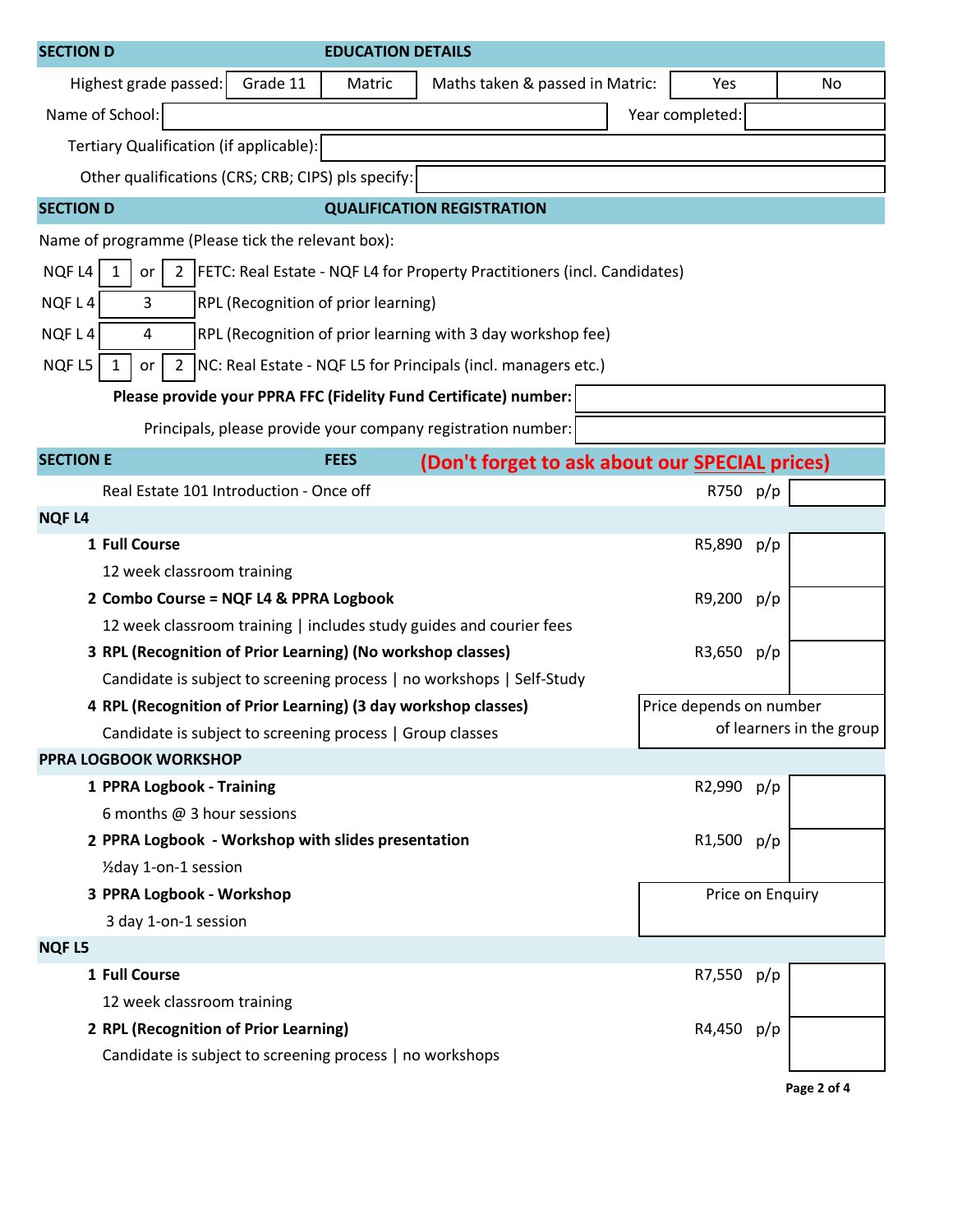## SECTION D — EDUCATION DETAILS

| Highest grade passed: | Grade 11 | Matric | Maths taken & passed in Matric: | Yes | No |
|---|---|---|---|---|---|

Name of School: | Year completed:

Tertiary Qualification (if applicable):

Other qualifications (CRS; CRB; CIPS) pls specify:

## SECTION D — QUALIFICATION REGISTRATION

Name of programme (Please tick the relevant box):

| | | | | |
|---|---|---|---|---|
| NQF L4 | 1 | or | 2 | FETC: Real Estate - NQF L4 for Property Practitioners (incl. Candidates) |
| NQF L 4 | 3 | | | RPL (Recognition of prior learning) |
| NQF L 4 | 4 | | | RPL (Recognition of prior learning with 3 day workshop fee) |
| NQF L5 | 1 | or | 2 | NC: Real Estate - NQF L5 for Principals (incl. managers etc.) |

**Please provide your PPRA FFC (Fidelity Fund Certificate) number:**

Principals, please provide your company registration number:

## SECTION E — FEES **(Don't forget to ask about our SPECIAL prices)**

| Item | Price | |
|---|---|---|
| Real Estate 101 Introduction - Once off | R750 p/p | |
| **NQF L4** | | |
| **1 Full Course**<br>12 week classroom training | R5,890 p/p | |
| **2 Combo Course = NQF L4 & PPRA Logbook**<br>12 week classroom training \| includes study guides and courier fees | R9,200 p/p | |
| **3 RPL (Recognition of Prior Learning) (No workshop classes)**<br>Candidate is subject to screening process \| no workshops \| Self-Study | R3,650 p/p | |
| **4 RPL (Recognition of Prior Learning) (3 day workshop classes)**<br>Candidate is subject to screening process \| Group classes | Price depends on number of learners in the group | |
| **PPRA LOGBOOK WORKSHOP** | | |
| **1 PPRA Logbook - Training**<br>6 months @ 3 hour sessions | R2,990 p/p | |
| **2 PPRA Logbook - Workshop with slides presentation**<br>½day 1-on-1 session | R1,500 p/p | |
| **3 PPRA Logbook - Workshop**<br>3 day 1-on-1 session | Price on Enquiry | |
| **NQF L5** | | |
| **1 Full Course**<br>12 week classroom training | R7,550 p/p | |
| **2 RPL (Recognition of Prior Learning)**<br>Candidate is subject to screening process \| no workshops | R4,450 p/p | |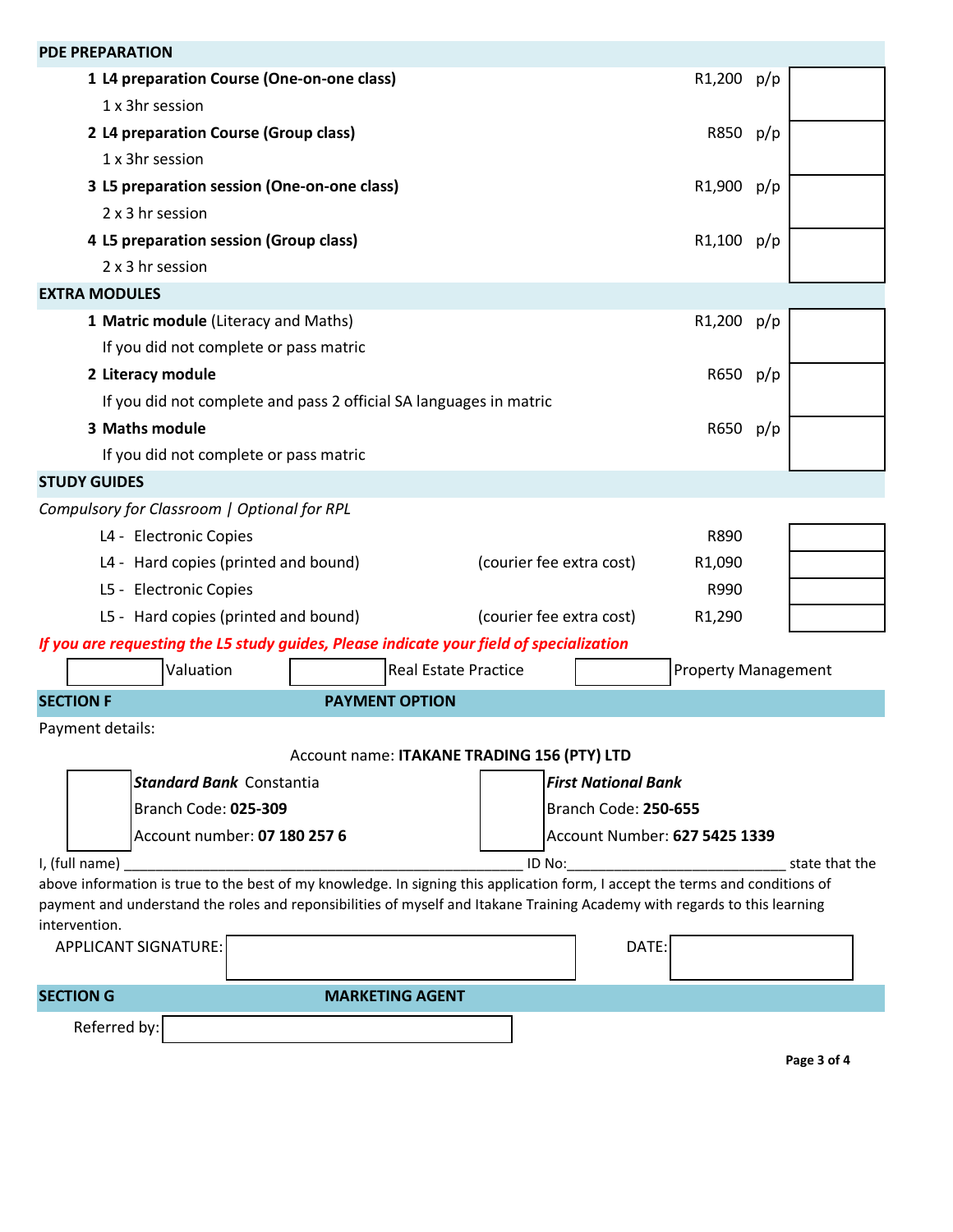## PDE PREPARATION

| # | Item | Price | | |
|---|---|---|---|---|
| 1 | **L4 preparation Course (One-on-one class)**<br>1 x 3hr session | R1,200 | p/p | |
| 2 | **L4 preparation Course (Group class)**<br>1 x 3hr session | R850 | p/p | |
| 3 | **L5 preparation session (One-on-one class)**<br>2 x 3 hr session | R1,900 | p/p | |
| 4 | **L5 preparation session (Group class)**<br>2 x 3 hr session | R1,100 | p/p | |

## EXTRA MODULES

| # | Item | Price | | |
|---|---|---|---|---|
| 1 | **Matric module** (Literacy and Maths)<br>If you did not complete or pass matric | R1,200 | p/p | |
| 2 | **Literacy module**<br>If you did not complete and pass 2 official SA languages in matric | R650 | p/p | |
| 3 | **Maths module**<br>If you did not complete or pass matric | R650 | p/p | |

## STUDY GUIDES

*Compulsory for Classroom | Optional for RPL*

| Item | Note | Price | |
|---|---|---|---|
| L4 - Electronic Copies | | R890 | |
| L4 - Hard copies (printed and bound) | (courier fee extra cost) | R1,090 | |
| L5 - Electronic Copies | | R990 | |
| L5 - Hard copies (printed and bound) | (courier fee extra cost) | R1,290 | |

***If you are requesting the L5 study guides, Please indicate your field of specialization***

☐ Valuation ☐ Real Estate Practice ☐ Property Management

## SECTION F — PAYMENT OPTION

Payment details:

Account name: **ITAKANE TRADING 156 (PTY) LTD**

| | | | |
|---|---|---|---|
| ☐ | ***Standard Bank*** Constantia<br>Branch Code: **025-309**<br>Account number: **07 180 257 6** | ☐ | ***First National Bank***<br>Branch Code: **250-655**<br>Account Number: **627 5425 1339** |

I, (full name) ____________________________________________________ ID No:____________________________ state that the above information is true to the best of my knowledge. In signing this application form, I accept the terms and conditions of payment and understand the roles and reponsibilities of myself and Itakane Training Academy with regards to this learning intervention.

APPLICANT SIGNATURE: ____________________ DATE: ____________________

## SECTION G — MARKETING AGENT

Referred by: ____________________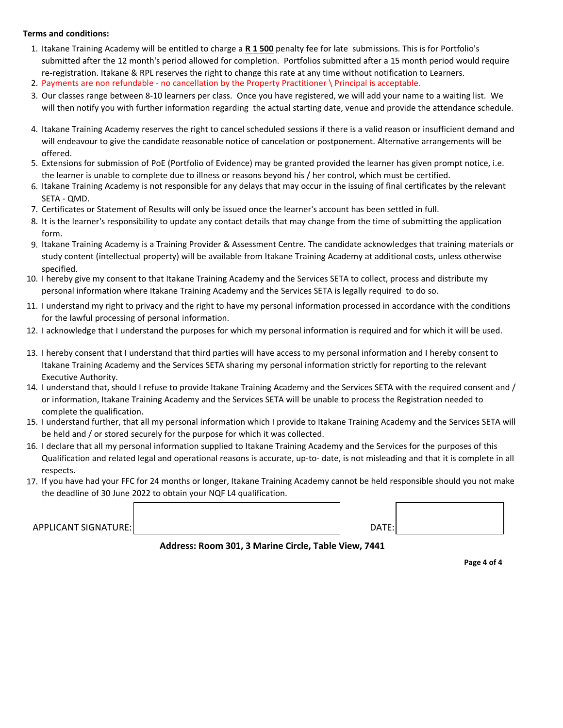**Terms and conditions:**

1. Itakane Training Academy will be entitled to charge a **R 1 500** penalty fee for late submissions. This is for Portfolio's submitted after the 12 month's period allowed for completion. Portfolios submitted after a 15 month period would require re-registration. Itakane & RPL reserves the right to change this rate at any time without notification to Learners.
2. Payments are non refundable - no cancellation by the Property Practitioner \ Principal is acceptable.
3. Our classes range between 8-10 learners per class. Once you have registered, we will add your name to a waiting list. We will then notify you with further information regarding the actual starting date, venue and provide the attendance schedule.
4. Itakane Training Academy reserves the right to cancel scheduled sessions if there is a valid reason or insufficient demand and will endeavour to give the candidate reasonable notice of cancelation or postponement. Alternative arrangements will be offered.
5. Extensions for submission of PoE (Portfolio of Evidence) may be granted provided the learner has given prompt notice, i.e. the learner is unable to complete due to illness or reasons beyond his / her control, which must be certified.
6. Itakane Training Academy is not responsible for any delays that may occur in the issuing of final certificates by the relevant SETA - QMD.
7. Certificates or Statement of Results will only be issued once the learner's account has been settled in full.
8. It is the learner's responsibility to update any contact details that may change from the time of submitting the application form.
9. Itakane Training Academy is a Training Provider & Assessment Centre. The candidate acknowledges that training materials or study content (intellectual property) will be available from Itakane Training Academy at additional costs, unless otherwise specified.
10. I hereby give my consent to that Itakane Training Academy and the Services SETA to collect, process and distribute my personal information where Itakane Training Academy and the Services SETA is legally required to do so.
11. I understand my right to privacy and the right to have my personal information processed in accordance with the conditions for the lawful processing of personal information.
12. I acknowledge that I understand the purposes for which my personal information is required and for which it will be used.
13. I hereby consent that I understand that third parties will have access to my personal information and I hereby consent to Itakane Training Academy and the Services SETA sharing my personal information strictly for reporting to the relevant Executive Authority.
14. I understand that, should I refuse to provide Itakane Training Academy and the Services SETA with the required consent and / or information, Itakane Training Academy and the Services SETA will be unable to process the Registration needed to complete the qualification.
15. I understand further, that all my personal information which I provide to Itakane Training Academy and the Services SETA will be held and / or stored securely for the purpose for which it was collected.
16. I declare that all my personal information supplied to Itakane Training Academy and the Services for the purposes of this Qualification and related legal and operational reasons is accurate, up-to- date, is not misleading and that it is complete in all respects.
17. If you have had your FFC for 24 months or longer, Itakane Training Academy cannot be held responsible should you not make the deadline of 30 June 2022 to obtain your NQF L4 qualification.

APPLICANT SIGNATURE: ____________________ DATE: ____________

**Address: Room 301, 3 Marine Circle, Table View, 7441**